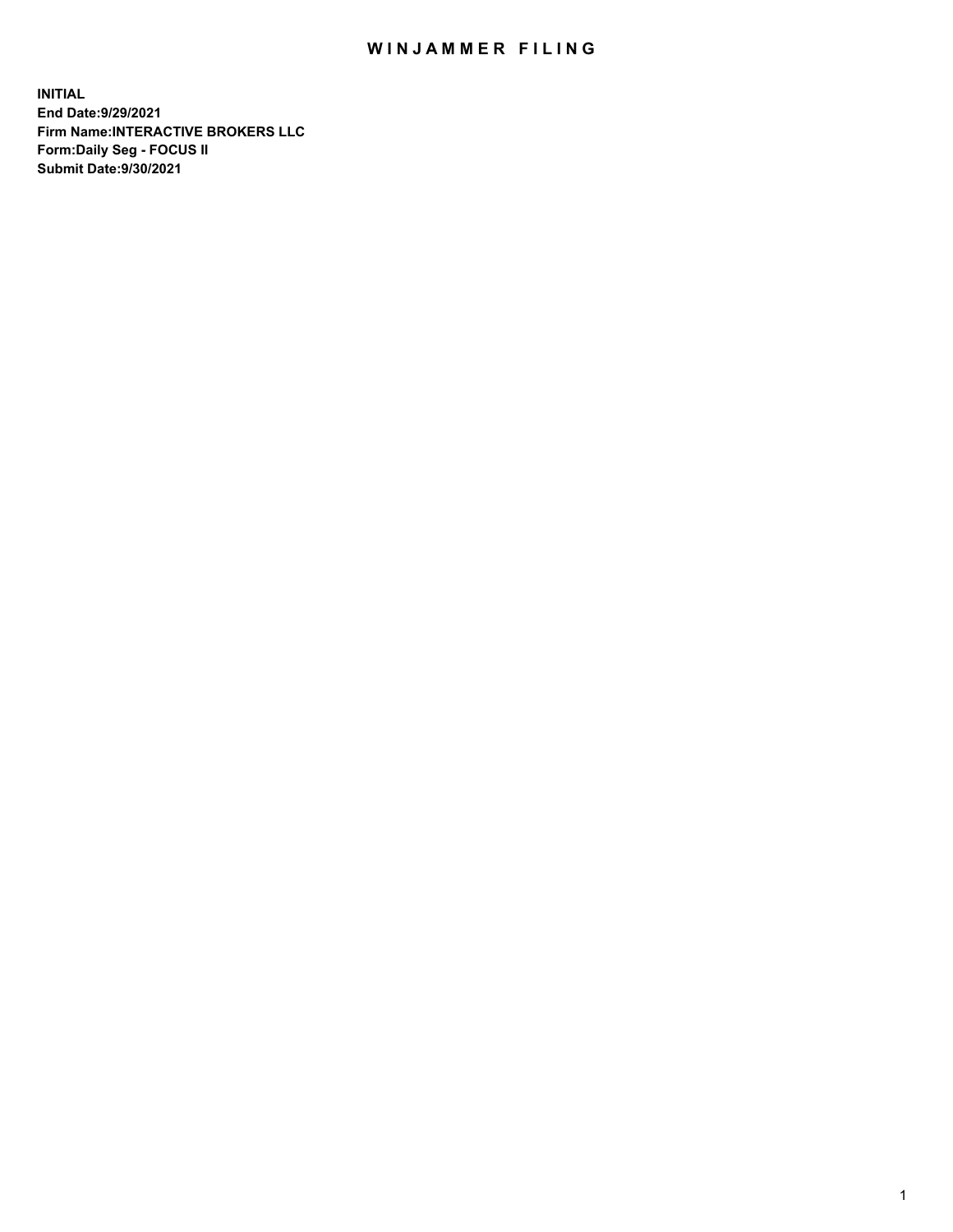# WINJAMMER FILING

**INITIAL**
**End Date:9/29/2021**
**Firm Name:INTERACTIVE BROKERS LLC**
**Form:Daily Seg - FOCUS II**
**Submit Date:9/30/2021**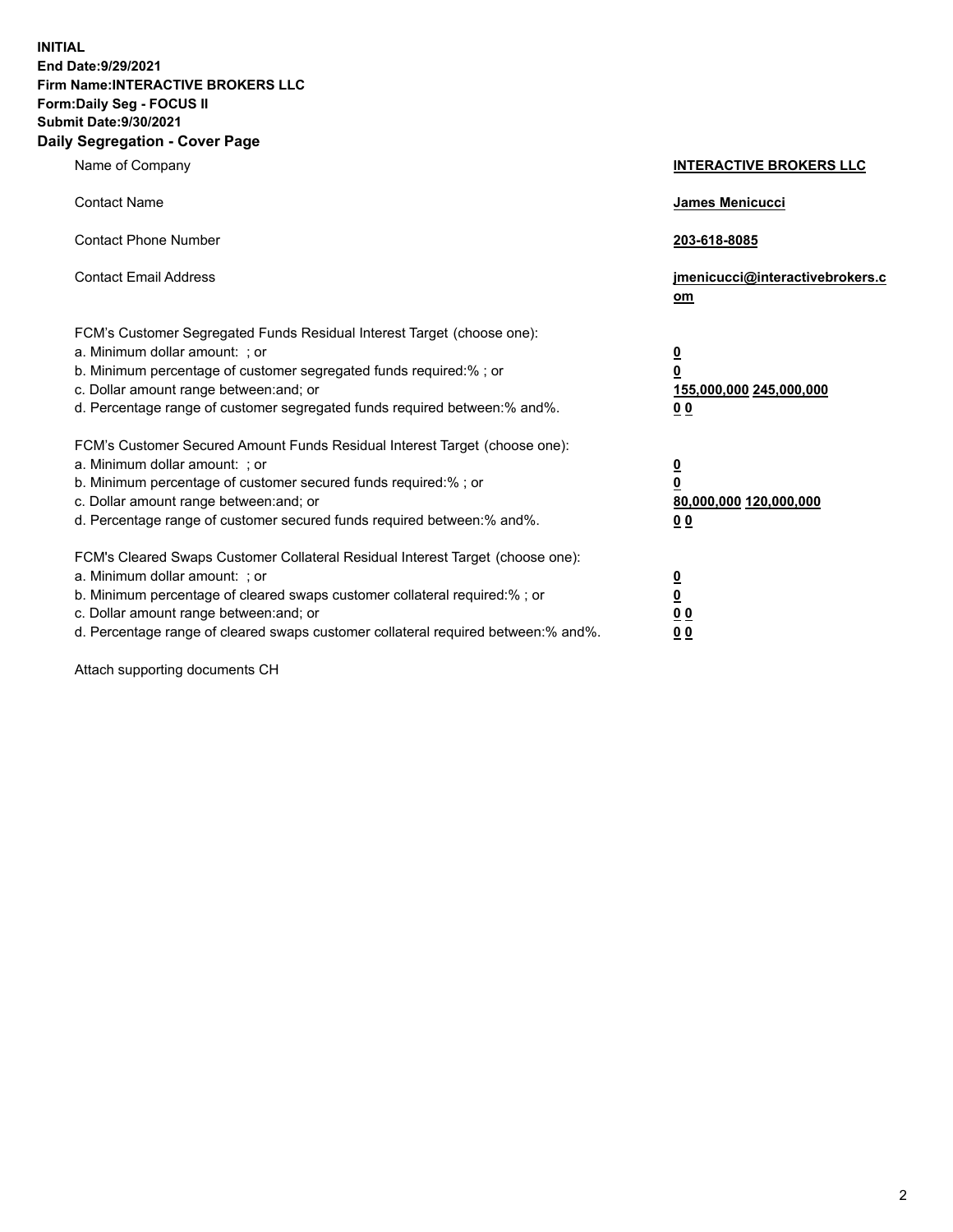**INITIAL**
**End Date:9/29/2021**
**Firm Name:INTERACTIVE BROKERS LLC**
**Form:Daily Seg - FOCUS II**
**Submit Date:9/30/2021**
**Daily Segregation - Cover Page**

| | |
|---|---|
| Name of Company | **INTERACTIVE BROKERS LLC** |
| Contact Name | **James Menicucci** |
| Contact Phone Number | **203-618-8085** |
| Contact Email Address | **jmenicucci@interactivebrokers.com** |
| FCM's Customer Segregated Funds Residual Interest Target (choose one): | |
| a. Minimum dollar amount: ; or | **0** |
| b. Minimum percentage of customer segregated funds required:% ; or | **0** |
| c. Dollar amount range between:and; or | **155,000,000 245,000,000** |
| d. Percentage range of customer segregated funds required between:% and%. | **0 0** |
| FCM's Customer Secured Amount Funds Residual Interest Target (choose one): | |
| a. Minimum dollar amount: ; or | **0** |
| b. Minimum percentage of customer secured funds required:% ; or | **0** |
| c. Dollar amount range between:and; or | **80,000,000 120,000,000** |
| d. Percentage range of customer secured funds required between:% and%. | **0 0** |
| FCM's Cleared Swaps Customer Collateral Residual Interest Target (choose one): | |
| a. Minimum dollar amount: ; or | **0** |
| b. Minimum percentage of cleared swaps customer collateral required:% ; or | **0** |
| c. Dollar amount range between:and; or | **0 0** |
| d. Percentage range of cleared swaps customer collateral required between:% and%. | **0 0** |

Attach supporting documents CH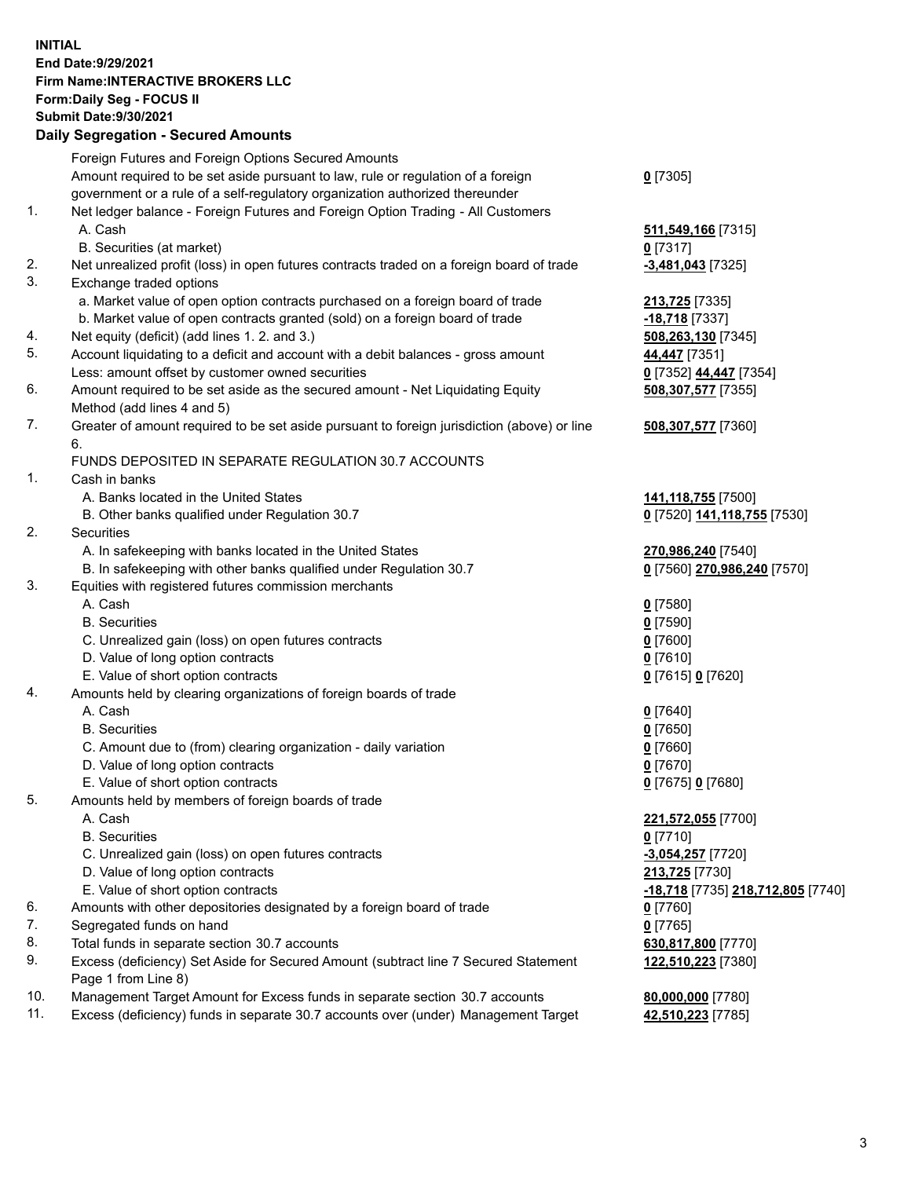**INITIAL**
**End Date:9/29/2021**
**Firm Name:INTERACTIVE BROKERS LLC**
**Form:Daily Seg - FOCUS II**
**Submit Date:9/30/2021**

**Daily Segregation - Secured Amounts**

| | | |
|---|---|---|
| | Foreign Futures and Foreign Options Secured Amounts | |
| | Amount required to be set aside pursuant to law, rule or regulation of a foreign government or a rule of a self-regulatory organization authorized thereunder | **0** [7305] |
| 1. | Net ledger balance - Foreign Futures and Foreign Option Trading - All Customers | |
| | A. Cash | **511,549,166** [7315] |
| | B. Securities (at market) | **0** [7317] |
| 2. | Net unrealized profit (loss) in open futures contracts traded on a foreign board of trade | **-3,481,043** [7325] |
| 3. | Exchange traded options | |
| | a. Market value of open option contracts purchased on a foreign board of trade | **213,725** [7335] |
| | b. Market value of open contracts granted (sold) on a foreign board of trade | **-18,718** [7337] |
| 4. | Net equity (deficit) (add lines 1. 2. and 3.) | **508,263,130** [7345] |
| 5. | Account liquidating to a deficit and account with a debit balances - gross amount | **44,447** [7351] |
| | Less: amount offset by customer owned securities | **0** [7352] **44,447** [7354] |
| 6. | Amount required to be set aside as the secured amount - Net Liquidating Equity Method (add lines 4 and 5) | **508,307,577** [7355] |
| 7. | Greater of amount required to be set aside pursuant to foreign jurisdiction (above) or line 6. | **508,307,577** [7360] |
| | FUNDS DEPOSITED IN SEPARATE REGULATION 30.7 ACCOUNTS | |
| 1. | Cash in banks | |
| | A. Banks located in the United States | **141,118,755** [7500] |
| | B. Other banks qualified under Regulation 30.7 | **0** [7520] **141,118,755** [7530] |
| 2. | Securities | |
| | A. In safekeeping with banks located in the United States | **270,986,240** [7540] |
| | B. In safekeeping with other banks qualified under Regulation 30.7 | **0** [7560] **270,986,240** [7570] |
| 3. | Equities with registered futures commission merchants | |
| | A. Cash | **0** [7580] |
| | B. Securities | **0** [7590] |
| | C. Unrealized gain (loss) on open futures contracts | **0** [7600] |
| | D. Value of long option contracts | **0** [7610] |
| | E. Value of short option contracts | **0** [7615] **0** [7620] |
| 4. | Amounts held by clearing organizations of foreign boards of trade | |
| | A. Cash | **0** [7640] |
| | B. Securities | **0** [7650] |
| | C. Amount due to (from) clearing organization - daily variation | **0** [7660] |
| | D. Value of long option contracts | **0** [7670] |
| | E. Value of short option contracts | **0** [7675] **0** [7680] |
| 5. | Amounts held by members of foreign boards of trade | |
| | A. Cash | **221,572,055** [7700] |
| | B. Securities | **0** [7710] |
| | C. Unrealized gain (loss) on open futures contracts | **-3,054,257** [7720] |
| | D. Value of long option contracts | **213,725** [7730] |
| | E. Value of short option contracts | **-18,718** [7735] **218,712,805** [7740] |
| 6. | Amounts with other depositories designated by a foreign board of trade | **0** [7760] |
| 7. | Segregated funds on hand | **0** [7765] |
| 8. | Total funds in separate section 30.7 accounts | **630,817,800** [7770] |
| 9. | Excess (deficiency) Set Aside for Secured Amount (subtract line 7 Secured Statement Page 1 from Line 8) | **122,510,223** [7380] |
| 10. | Management Target Amount for Excess funds in separate section 30.7 accounts | **80,000,000** [7780] |
| 11. | Excess (deficiency) funds in separate 30.7 accounts over (under) Management Target | **42,510,223** [7785] |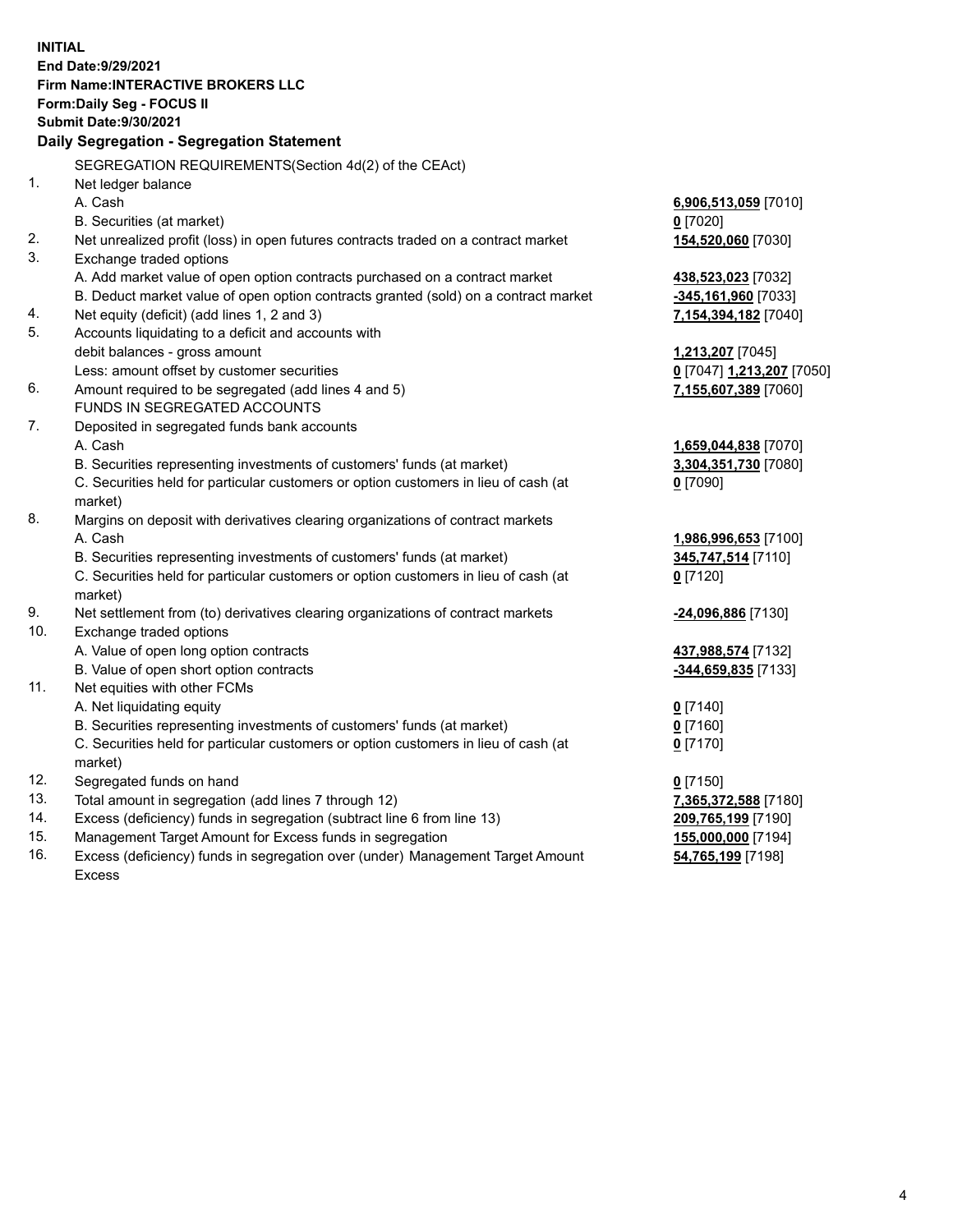**INITIAL**
**End Date:9/29/2021**
**Firm Name:INTERACTIVE BROKERS LLC**
**Form:Daily Seg - FOCUS II**
**Submit Date:9/30/2021**
**Daily Segregation - Segregation Statement**

SEGREGATION REQUIREMENTS(Section 4d(2) of the CEAct)

| | | |
|---|---|---|
| 1. | Net ledger balance | |
| | A. Cash | **6,906,513,059** [7010] |
| | B. Securities (at market) | **0** [7020] |
| 2. | Net unrealized profit (loss) in open futures contracts traded on a contract market | **154,520,060** [7030] |
| 3. | Exchange traded options | |
| | A. Add market value of open option contracts purchased on a contract market | **438,523,023** [7032] |
| | B. Deduct market value of open option contracts granted (sold) on a contract market | **-345,161,960** [7033] |
| 4. | Net equity (deficit) (add lines 1, 2 and 3) | **7,154,394,182** [7040] |
| 5. | Accounts liquidating to a deficit and accounts with debit balances - gross amount | **1,213,207** [7045] |
| | Less: amount offset by customer securities | **0** [7047] **1,213,207** [7050] |
| 6. | Amount required to be segregated (add lines 4 and 5) | **7,155,607,389** [7060] |
| | FUNDS IN SEGREGATED ACCOUNTS | |
| 7. | Deposited in segregated funds bank accounts | |
| | A. Cash | **1,659,044,838** [7070] |
| | B. Securities representing investments of customers' funds (at market) | **3,304,351,730** [7080] |
| | C. Securities held for particular customers or option customers in lieu of cash (at market) | **0** [7090] |
| 8. | Margins on deposit with derivatives clearing organizations of contract markets | |
| | A. Cash | **1,986,996,653** [7100] |
| | B. Securities representing investments of customers' funds (at market) | **345,747,514** [7110] |
| | C. Securities held for particular customers or option customers in lieu of cash (at market) | **0** [7120] |
| 9. | Net settlement from (to) derivatives clearing organizations of contract markets | **-24,096,886** [7130] |
| 10. | Exchange traded options | |
| | A. Value of open long option contracts | **437,988,574** [7132] |
| | B. Value of open short option contracts | **-344,659,835** [7133] |
| 11. | Net equities with other FCMs | |
| | A. Net liquidating equity | **0** [7140] |
| | B. Securities representing investments of customers' funds (at market) | **0** [7160] |
| | C. Securities held for particular customers or option customers in lieu of cash (at market) | **0** [7170] |
| 12. | Segregated funds on hand | **0** [7150] |
| 13. | Total amount in segregation (add lines 7 through 12) | **7,365,372,588** [7180] |
| 14. | Excess (deficiency) funds in segregation (subtract line 6 from line 13) | **209,765,199** [7190] |
| 15. | Management Target Amount for Excess funds in segregation | **155,000,000** [7194] |
| 16. | Excess (deficiency) funds in segregation over (under) Management Target Amount Excess | **54,765,199** [7198] |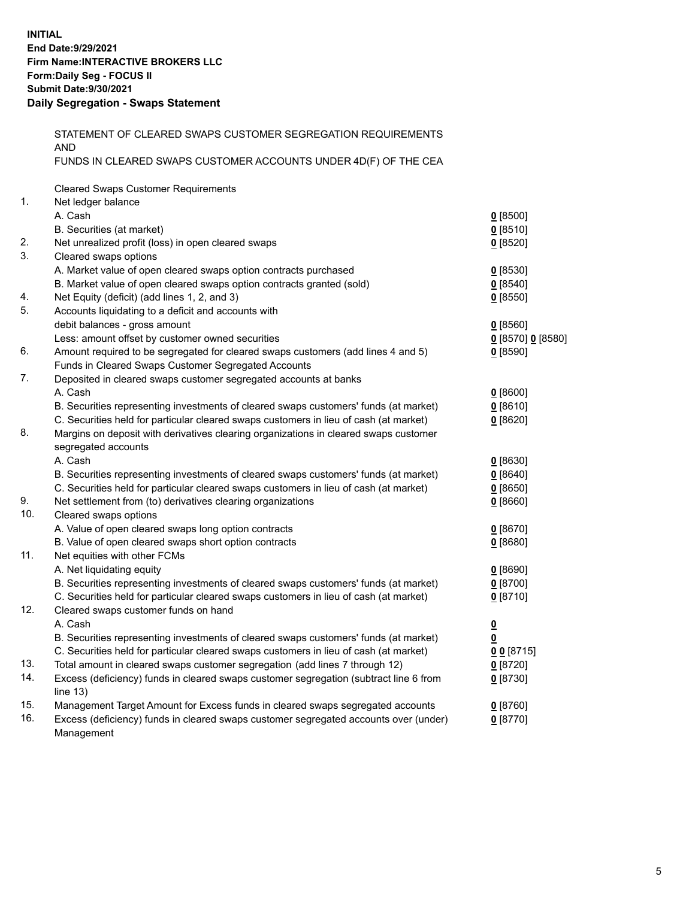**INITIAL**
**End Date:9/29/2021**
**Firm Name:INTERACTIVE BROKERS LLC**
**Form:Daily Seg - FOCUS II**
**Submit Date:9/30/2021**
**Daily Segregation - Swaps Statement**

STATEMENT OF CLEARED SWAPS CUSTOMER SEGREGATION REQUIREMENTS AND FUNDS IN CLEARED SWAPS CUSTOMER ACCOUNTS UNDER 4D(F) OF THE CEA

| | | |
|---|---|---|
| | Cleared Swaps Customer Requirements | |
| 1. | Net ledger balance | |
| | A. Cash | 0 [8500] |
| | B. Securities (at market) | 0 [8510] |
| 2. | Net unrealized profit (loss) in open cleared swaps | 0 [8520] |
| 3. | Cleared swaps options | |
| | A. Market value of open cleared swaps option contracts purchased | 0 [8530] |
| | B. Market value of open cleared swaps option contracts granted (sold) | 0 [8540] |
| 4. | Net Equity (deficit) (add lines 1, 2, and 3) | 0 [8550] |
| 5. | Accounts liquidating to a deficit and accounts with debit balances - gross amount | 0 [8560] |
| | Less: amount offset by customer owned securities | 0 [8570] 0 [8580] |
| 6. | Amount required to be segregated for cleared swaps customers (add lines 4 and 5) | 0 [8590] |
| | Funds in Cleared Swaps Customer Segregated Accounts | |
| 7. | Deposited in cleared swaps customer segregated accounts at banks | |
| | A. Cash | 0 [8600] |
| | B. Securities representing investments of cleared swaps customers' funds (at market) | 0 [8610] |
| | C. Securities held for particular cleared swaps customers in lieu of cash (at market) | 0 [8620] |
| 8. | Margins on deposit with derivatives clearing organizations in cleared swaps customer segregated accounts | |
| | A. Cash | 0 [8630] |
| | B. Securities representing investments of cleared swaps customers' funds (at market) | 0 [8640] |
| | C. Securities held for particular cleared swaps customers in lieu of cash (at market) | 0 [8650] |
| 9. | Net settlement from (to) derivatives clearing organizations | 0 [8660] |
| 10. | Cleared swaps options | |
| | A. Value of open cleared swaps long option contracts | 0 [8670] |
| | B. Value of open cleared swaps short option contracts | 0 [8680] |
| 11. | Net equities with other FCMs | |
| | A. Net liquidating equity | 0 [8690] |
| | B. Securities representing investments of cleared swaps customers' funds (at market) | 0 [8700] |
| | C. Securities held for particular cleared swaps customers in lieu of cash (at market) | 0 [8710] |
| 12. | Cleared swaps customer funds on hand | |
| | A. Cash | 0 |
| | B. Securities representing investments of cleared swaps customers' funds (at market) | 0 |
| | C. Securities held for particular cleared swaps customers in lieu of cash (at market) | 0 0 [8715] |
| 13. | Total amount in cleared swaps customer segregation (add lines 7 through 12) | 0 [8720] |
| 14. | Excess (deficiency) funds in cleared swaps customer segregation (subtract line 6 from line 13) | 0 [8730] |
| 15. | Management Target Amount for Excess funds in cleared swaps segregated accounts | 0 [8760] |
| 16. | Excess (deficiency) funds in cleared swaps customer segregated accounts over (under) Management | 0 [8770] |